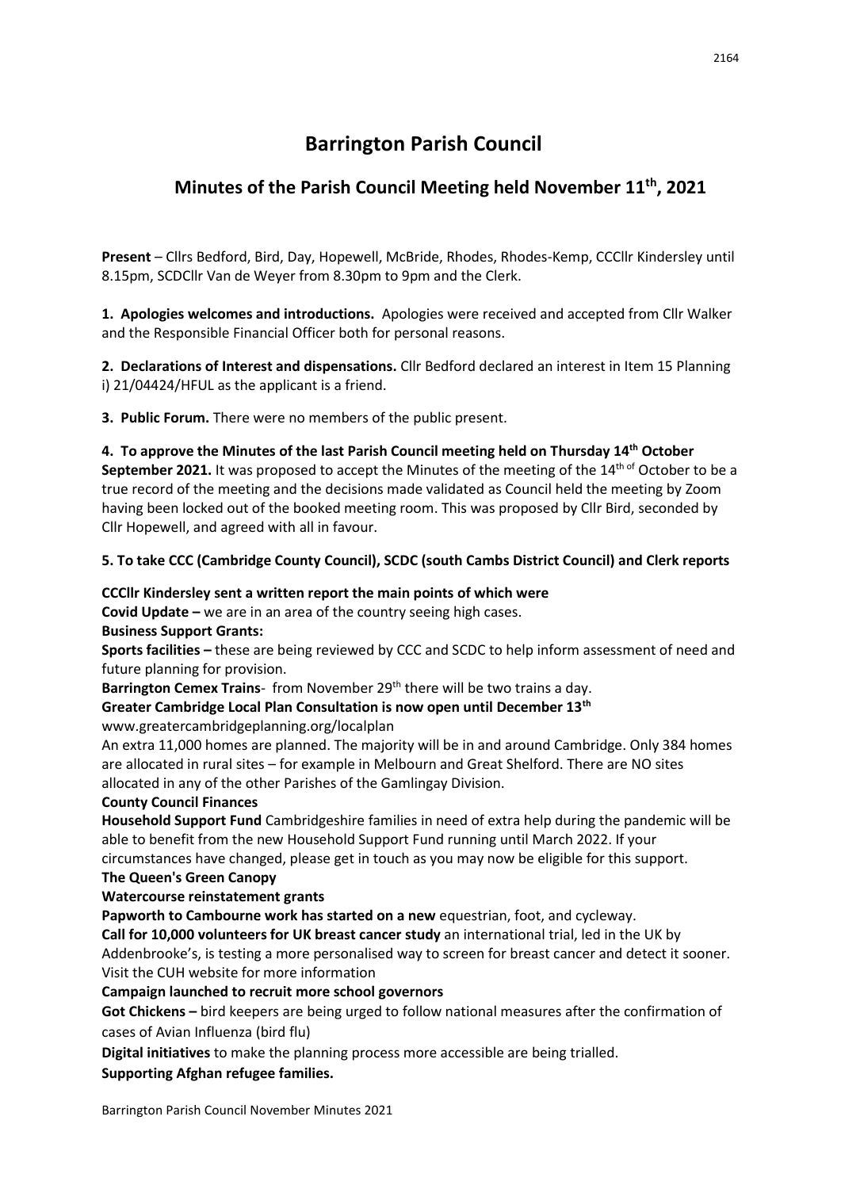# Barrington Parish Council

## Minutes of the Parish Council Meeting held November 11th, 2021

**Present** – Cllrs Bedford, Bird, Day, Hopewell, McBride, Rhodes, Rhodes-Kemp, CCCllr Kindersley until 8.15pm, SCDCllr Van de Weyer from 8.30pm to 9pm and the Clerk.

**1. Apologies welcomes and introductions.** Apologies were received and accepted from Cllr Walker and the Responsible Financial Officer both for personal reasons.

**2. Declarations of Interest and dispensations.** Cllr Bedford declared an interest in Item 15 Planning i) 21/04424/HFUL as the applicant is a friend.

**3. Public Forum.** There were no members of the public present.

**4. To approve the Minutes of the last Parish Council meeting held on Thursday 14th October September 2021.** It was proposed to accept the Minutes of the meeting of the 14th of October to be a true record of the meeting and the decisions made validated as Council held the meeting by Zoom having been locked out of the booked meeting room. This was proposed by Cllr Bird, seconded by Cllr Hopewell, and agreed with all in favour.

**5. To take CCC (Cambridge County Council), SCDC (south Cambs District Council) and Clerk reports**

**CCCllr Kindersley sent a written report the main points of which were**

**Covid Update –** we are in an area of the country seeing high cases.

**Business Support Grants:**

**Sports facilities –** these are being reviewed by CCC and SCDC to help inform assessment of need and future planning for provision.

**Barrington Cemex Trains**- from November 29th there will be two trains a day.

**Greater Cambridge Local Plan Consultation is now open until December 13th**

www.greatercambridgeplanning.org/localplan

An extra 11,000 homes are planned. The majority will be in and around Cambridge. Only 384 homes are allocated in rural sites – for example in Melbourn and Great Shelford. There are NO sites allocated in any of the other Parishes of the Gamlingay Division.

**County Council Finances**

**Household Support Fund** Cambridgeshire families in need of extra help during the pandemic will be able to benefit from the new Household Support Fund running until March 2022. If your circumstances have changed, please get in touch as you may now be eligible for this support.

**The Queen's Green Canopy**

**Watercourse reinstatement grants**

**Papworth to Cambourne work has started on a new** equestrian, foot, and cycleway.

**Call for 10,000 volunteers for UK breast cancer study** an international trial, led in the UK by Addenbrooke's, is testing a more personalised way to screen for breast cancer and detect it sooner. Visit the CUH website for more information

**Campaign launched to recruit more school governors**

**Got Chickens –** bird keepers are being urged to follow national measures after the confirmation of cases of Avian Influenza (bird flu)

**Digital initiatives** to make the planning process more accessible are being trialled.

**Supporting Afghan refugee families.**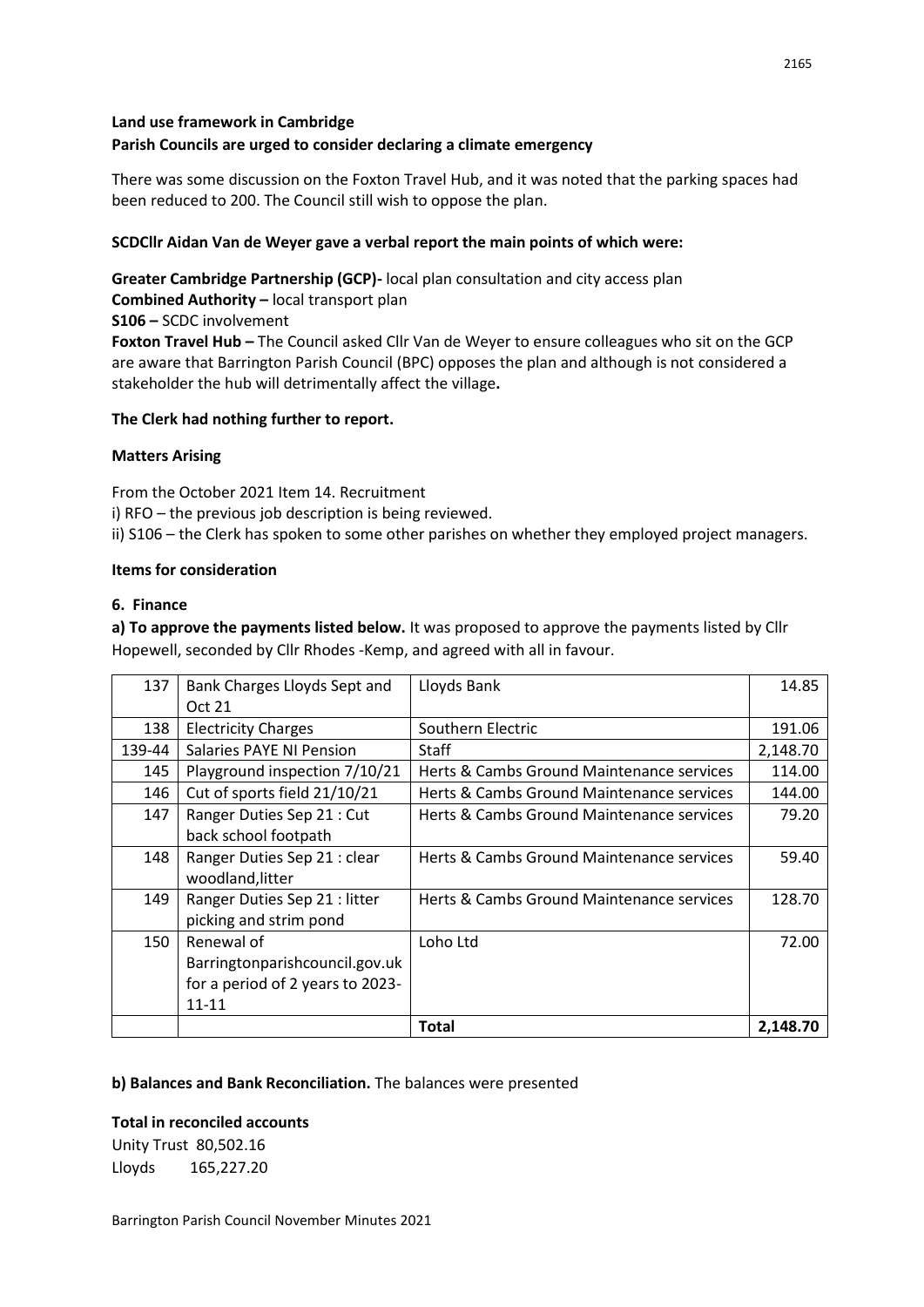**Land use framework in Cambridge**
**Parish Councils are urged to consider declaring a climate emergency**

There was some discussion on the Foxton Travel Hub, and it was noted that the parking spaces had been reduced to 200. The Council still wish to oppose the plan.

**SCDCllr Aidan Van de Weyer gave a verbal report the main points of which were:**

**Greater Cambridge Partnership (GCP)-** local plan consultation and city access plan
**Combined Authority –** local transport plan
**S106 –** SCDC involvement
**Foxton Travel Hub –** The Council asked Cllr Van de Weyer to ensure colleagues who sit on the GCP are aware that Barrington Parish Council (BPC) opposes the plan and although is not considered a stakeholder the hub will detrimentally affect the village**.**

**The Clerk had nothing further to report.**

**Matters Arising**

From the October 2021 Item 14. Recruitment
i) RFO – the previous job description is being reviewed.
ii) S106 – the Clerk has spoken to some other parishes on whether they employed project managers.

**Items for consideration**

**6. Finance**

**a) To approve the payments listed below.** It was proposed to approve the payments listed by Cllr Hopewell, seconded by Cllr Rhodes -Kemp, and agreed with all in favour.

| | | | |
|---|---|---|---|
| 137 | Bank Charges Lloyds Sept and Oct 21 | Lloyds Bank | 14.85 |
| 138 | Electricity Charges | Southern Electric | 191.06 |
| 139-44 | Salaries PAYE NI Pension | Staff | 2,148.70 |
| 145 | Playground inspection 7/10/21 | Herts & Cambs Ground Maintenance services | 114.00 |
| 146 | Cut of sports field 21/10/21 | Herts & Cambs Ground Maintenance services | 144.00 |
| 147 | Ranger Duties Sep 21 : Cut back school footpath | Herts & Cambs Ground Maintenance services | 79.20 |
| 148 | Ranger Duties Sep 21 : clear woodland,litter | Herts & Cambs Ground Maintenance services | 59.40 |
| 149 | Ranger Duties Sep 21 : litter picking and strim pond | Herts & Cambs Ground Maintenance services | 128.70 |
| 150 | Renewal of Barringtonparishcouncil.gov.uk for a period of 2 years to 2023-11-11 | Loho Ltd | 72.00 |
| | | **Total** | **2,148.70** |

**b) Balances and Bank Reconciliation.** The balances were presented

**Total in reconciled accounts**
Unity Trust 80,502.16
Lloyds 165,227.20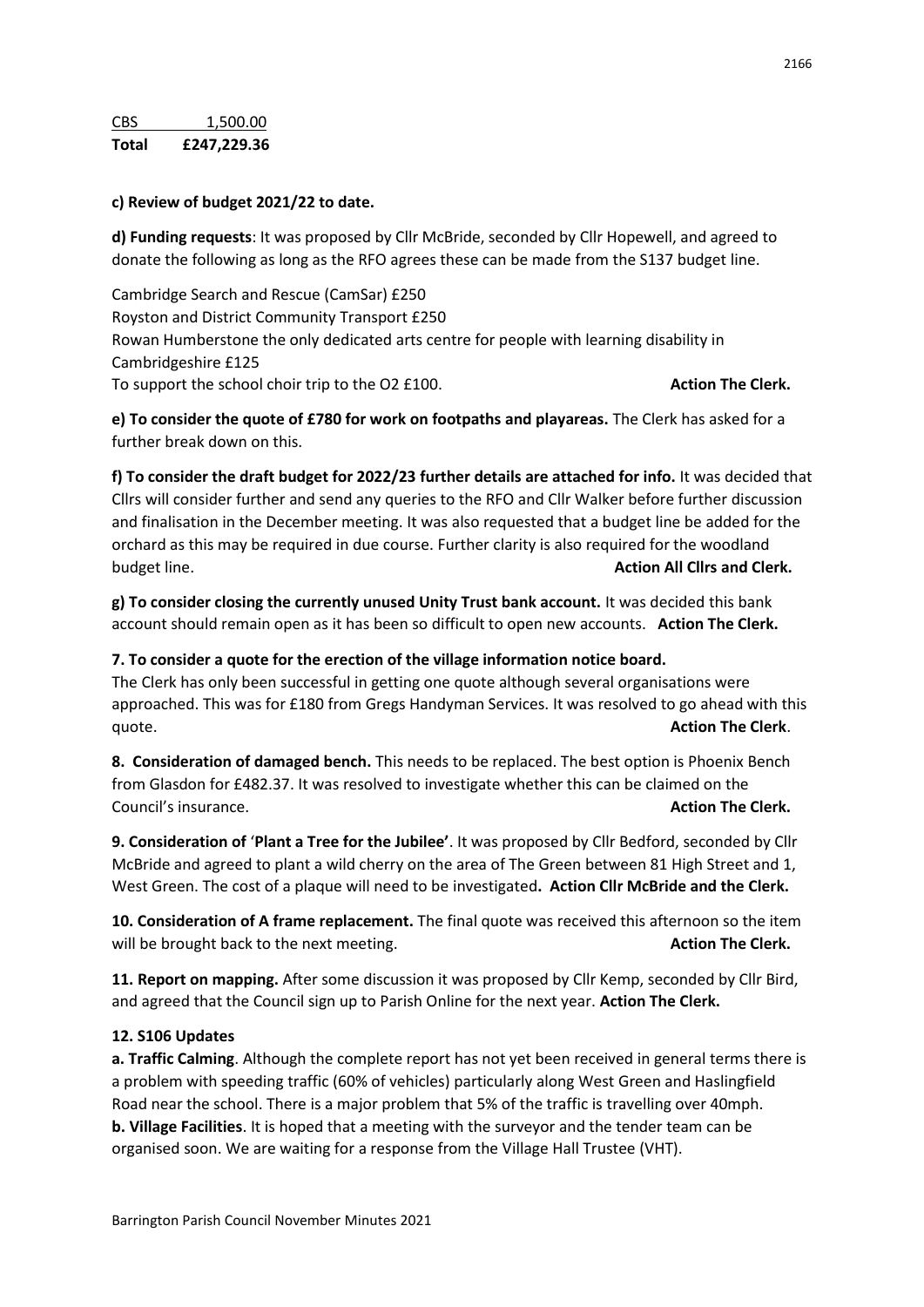| CBS | 1,500.00 |
|---|---|
| **Total** | **£247,229.36** |

**c) Review of budget 2021/22 to date.**

**d) Funding requests**: It was proposed by Cllr McBride, seconded by Cllr Hopewell, and agreed to donate the following as long as the RFO agrees these can be made from the S137 budget line.

Cambridge Search and Rescue (CamSar) £250
Royston and District Community Transport £250
Rowan Humberstone the only dedicated arts centre for people with learning disability in Cambridgeshire £125
To support the school choir trip to the O2 £100. **Action The Clerk.**

**e) To consider the quote of £780 for work on footpaths and playareas.** The Clerk has asked for a further break down on this.

**f) To consider the draft budget for 2022/23 further details are attached for info.** It was decided that Cllrs will consider further and send any queries to the RFO and Cllr Walker before further discussion and finalisation in the December meeting. It was also requested that a budget line be added for the orchard as this may be required in due course. Further clarity is also required for the woodland budget line. **Action All Cllrs and Clerk.**

**g) To consider closing the currently unused Unity Trust bank account.** It was decided this bank account should remain open as it has been so difficult to open new accounts. **Action The Clerk.**

**7. To consider a quote for the erection of the village information notice board.**
The Clerk has only been successful in getting one quote although several organisations were approached. This was for £180 from Gregs Handyman Services. It was resolved to go ahead with this quote. **Action The Clerk**.

**8. Consideration of damaged bench.** This needs to be replaced. The best option is Phoenix Bench from Glasdon for £482.37. It was resolved to investigate whether this can be claimed on the Council's insurance. **Action The Clerk.**

**9. Consideration of 'Plant a Tree for the Jubilee'**. It was proposed by Cllr Bedford, seconded by Cllr McBride and agreed to plant a wild cherry on the area of The Green between 81 High Street and 1, West Green. The cost of a plaque will need to be investigated**. Action Cllr McBride and the Clerk.**

**10. Consideration of A frame replacement.** The final quote was received this afternoon so the item will be brought back to the next meeting. **Action The Clerk.**

**11. Report on mapping.** After some discussion it was proposed by Cllr Kemp, seconded by Cllr Bird, and agreed that the Council sign up to Parish Online for the next year. **Action The Clerk.**

**12. S106 Updates**

**a. Traffic Calming**. Although the complete report has not yet been received in general terms there is a problem with speeding traffic (60% of vehicles) particularly along West Green and Haslingfield Road near the school. There is a major problem that 5% of the traffic is travelling over 40mph.
**b. Village Facilities**. It is hoped that a meeting with the surveyor and the tender team can be organised soon. We are waiting for a response from the Village Hall Trustee (VHT).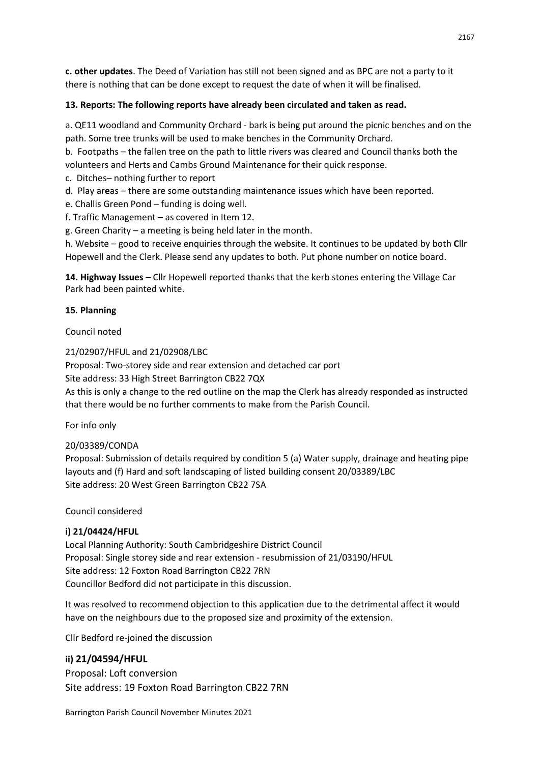**c. other updates**. The Deed of Variation has still not been signed and as BPC are not a party to it there is nothing that can be done except to request the date of when it will be finalised.

**13. Reports: The following reports have already been circulated and taken as read.**

a. QE11 woodland and Community Orchard - bark is being put around the picnic benches and on the path. Some tree trunks will be used to make benches in the Community Orchard.

b. Footpaths – the fallen tree on the path to little rivers was cleared and Council thanks both the volunteers and Herts and Cambs Ground Maintenance for their quick response.

c. Ditches– nothing further to report

d. Play ar**e**as – there are some outstanding maintenance issues which have been reported.

e. Challis Green Pond – funding is doing well.

f. Traffic Management – as covered in Item 12.

g. Green Charity – a meeting is being held later in the month.

h. Website – good to receive enquiries through the website. It continues to be updated by both **C**llr Hopewell and the Clerk. Please send any updates to both. Put phone number on notice board.

**14. Highway Issues** – Cllr Hopewell reported thanks that the kerb stones entering the Village Car Park had been painted white.

**15. Planning**

Council noted

21/02907/HFUL and 21/02908/LBC

Proposal: Two-storey side and rear extension and detached car port

Site address: 33 High Street Barrington CB22 7QX

As this is only a change to the red outline on the map the Clerk has already responded as instructed that there would be no further comments to make from the Parish Council.

For info only

20/03389/CONDA

Proposal: Submission of details required by condition 5 (a) Water supply, drainage and heating pipe layouts and (f) Hard and soft landscaping of listed building consent 20/03389/LBC

Site address: 20 West Green Barrington CB22 7SA

Council considered

**i) 21/04424/HFUL**

Local Planning Authority: South Cambridgeshire District Council

Proposal: Single storey side and rear extension - resubmission of 21/03190/HFUL

Site address: 12 Foxton Road Barrington CB22 7RN

Councillor Bedford did not participate in this discussion.

It was resolved to recommend objection to this application due to the detrimental affect it would have on the neighbours due to the proposed size and proximity of the extension.

Cllr Bedford re-joined the discussion

**ii) 21/04594/HFUL**

Proposal: Loft conversion

Site address: 19 Foxton Road Barrington CB22 7RN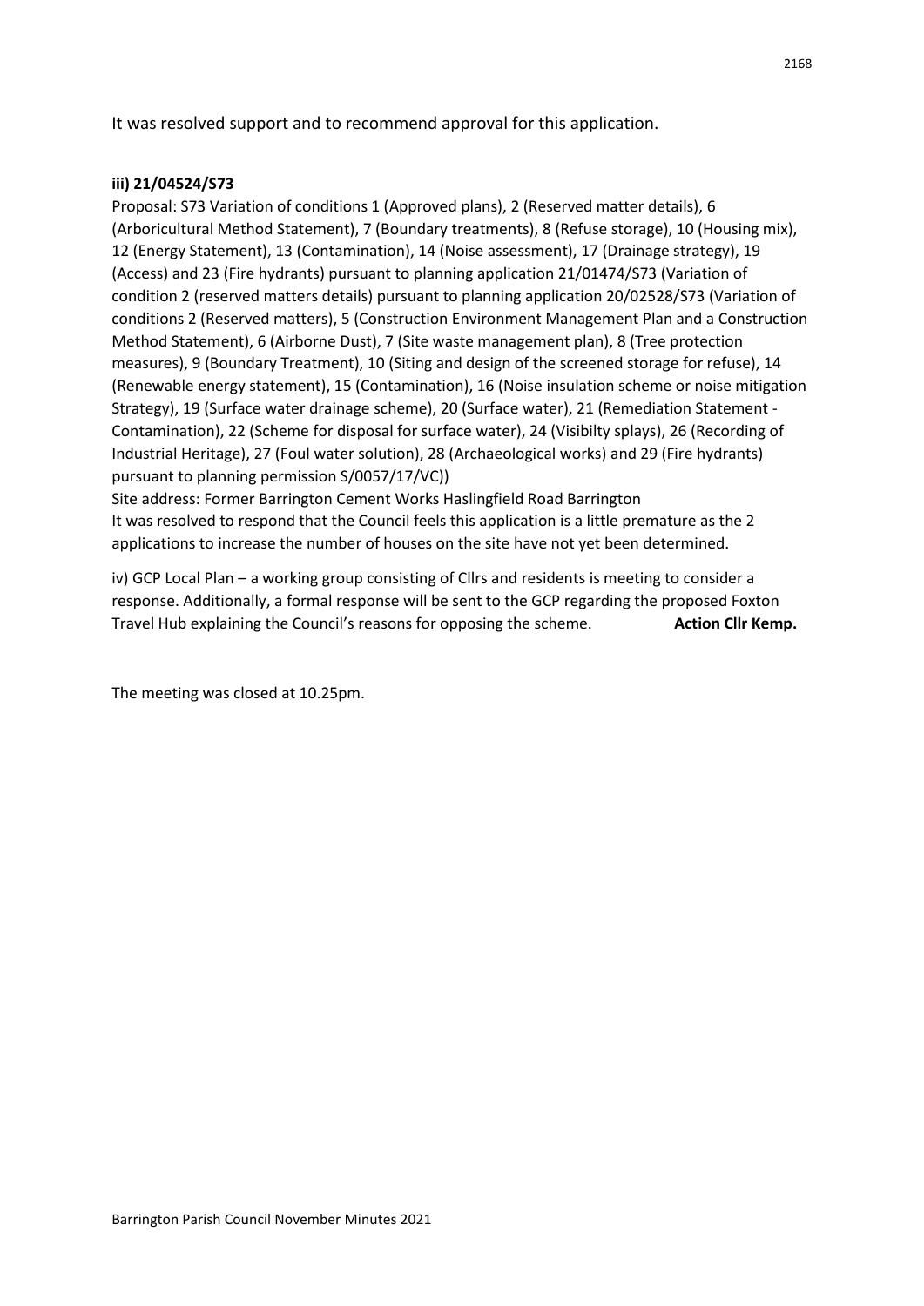It was resolved support and to recommend approval for this application.

**iii) 21/04524/S73**

Proposal: S73 Variation of conditions 1 (Approved plans), 2 (Reserved matter details), 6 (Arboricultural Method Statement), 7 (Boundary treatments), 8 (Refuse storage), 10 (Housing mix), 12 (Energy Statement), 13 (Contamination), 14 (Noise assessment), 17 (Drainage strategy), 19 (Access) and 23 (Fire hydrants) pursuant to planning application 21/01474/S73 (Variation of condition 2 (reserved matters details) pursuant to planning application 20/02528/S73 (Variation of conditions 2 (Reserved matters), 5 (Construction Environment Management Plan and a Construction Method Statement), 6 (Airborne Dust), 7 (Site waste management plan), 8 (Tree protection measures), 9 (Boundary Treatment), 10 (Siting and design of the screened storage for refuse), 14 (Renewable energy statement), 15 (Contamination), 16 (Noise insulation scheme or noise mitigation Strategy), 19 (Surface water drainage scheme), 20 (Surface water), 21 (Remediation Statement - Contamination), 22 (Scheme for disposal for surface water), 24 (Visibilty splays), 26 (Recording of Industrial Heritage), 27 (Foul water solution), 28 (Archaeological works) and 29 (Fire hydrants) pursuant to planning permission S/0057/17/VC))

Site address: Former Barrington Cement Works Haslingfield Road Barrington

It was resolved to respond that the Council feels this application is a little premature as the 2 applications to increase the number of houses on the site have not yet been determined.

iv) GCP Local Plan – a working group consisting of Cllrs and residents is meeting to consider a response. Additionally, a formal response will be sent to the GCP regarding the proposed Foxton Travel Hub explaining the Council's reasons for opposing the scheme. **Action Cllr Kemp.**

The meeting was closed at 10.25pm.